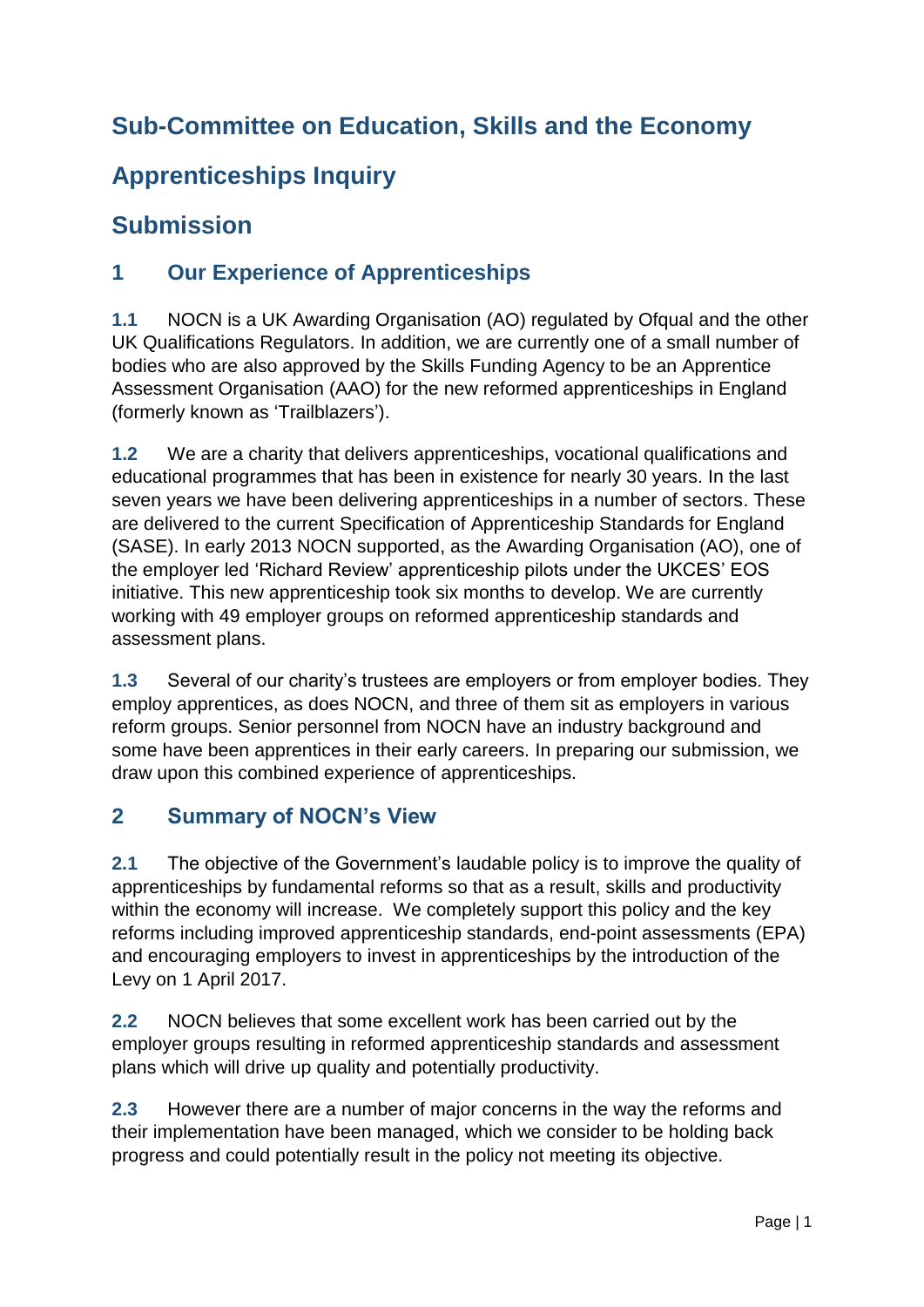# Sub-Committee on Education, Skills and the Economy

# Apprenticeships Inquiry

# Submission

## 1 Our Experience of Apprenticeships

**1.1** NOCN is a UK Awarding Organisation (AO) regulated by Ofqual and the other UK Qualifications Regulators. In addition, we are currently one of a small number of bodies who are also approved by the Skills Funding Agency to be an Apprentice Assessment Organisation (AAO) for the new reformed apprenticeships in England (formerly known as 'Trailblazers').

**1.2** We are a charity that delivers apprenticeships, vocational qualifications and educational programmes that has been in existence for nearly 30 years. In the last seven years we have been delivering apprenticeships in a number of sectors. These are delivered to the current Specification of Apprenticeship Standards for England (SASE). In early 2013 NOCN supported, as the Awarding Organisation (AO), one of the employer led 'Richard Review' apprenticeship pilots under the UKCES' EOS initiative. This new apprenticeship took six months to develop. We are currently working with 49 employer groups on reformed apprenticeship standards and assessment plans.

**1.3** Several of our charity's trustees are employers or from employer bodies. They employ apprentices, as does NOCN, and three of them sit as employers in various reform groups. Senior personnel from NOCN have an industry background and some have been apprentices in their early careers. In preparing our submission, we draw upon this combined experience of apprenticeships.

## 2 Summary of NOCN's View

**2.1** The objective of the Government's laudable policy is to improve the quality of apprenticeships by fundamental reforms so that as a result, skills and productivity within the economy will increase. We completely support this policy and the key reforms including improved apprenticeship standards, end-point assessments (EPA) and encouraging employers to invest in apprenticeships by the introduction of the Levy on 1 April 2017.

**2.2** NOCN believes that some excellent work has been carried out by the employer groups resulting in reformed apprenticeship standards and assessment plans which will drive up quality and potentially productivity.

**2.3** However there are a number of major concerns in the way the reforms and their implementation have been managed, which we consider to be holding back progress and could potentially result in the policy not meeting its objective.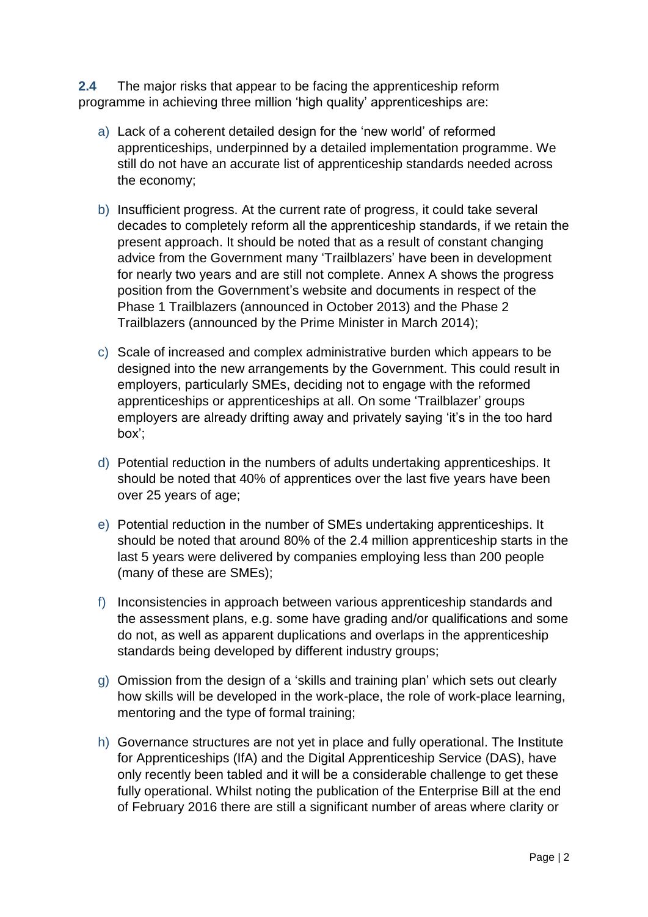**2.4** The major risks that appear to be facing the apprenticeship reform programme in achieving three million 'high quality' apprenticeships are:

a) Lack of a coherent detailed design for the 'new world' of reformed apprenticeships, underpinned by a detailed implementation programme. We still do not have an accurate list of apprenticeship standards needed across the economy;

b) Insufficient progress. At the current rate of progress, it could take several decades to completely reform all the apprenticeship standards, if we retain the present approach. It should be noted that as a result of constant changing advice from the Government many 'Trailblazers' have been in development for nearly two years and are still not complete. Annex A shows the progress position from the Government's website and documents in respect of the Phase 1 Trailblazers (announced in October 2013) and the Phase 2 Trailblazers (announced by the Prime Minister in March 2014);

c) Scale of increased and complex administrative burden which appears to be designed into the new arrangements by the Government. This could result in employers, particularly SMEs, deciding not to engage with the reformed apprenticeships or apprenticeships at all. On some 'Trailblazer' groups employers are already drifting away and privately saying 'it's in the too hard box';

d) Potential reduction in the numbers of adults undertaking apprenticeships. It should be noted that 40% of apprentices over the last five years have been over 25 years of age;

e) Potential reduction in the number of SMEs undertaking apprenticeships. It should be noted that around 80% of the 2.4 million apprenticeship starts in the last 5 years were delivered by companies employing less than 200 people (many of these are SMEs);

f) Inconsistencies in approach between various apprenticeship standards and the assessment plans, e.g. some have grading and/or qualifications and some do not, as well as apparent duplications and overlaps in the apprenticeship standards being developed by different industry groups;

g) Omission from the design of a 'skills and training plan' which sets out clearly how skills will be developed in the work-place, the role of work-place learning, mentoring and the type of formal training;

h) Governance structures are not yet in place and fully operational. The Institute for Apprenticeships (IfA) and the Digital Apprenticeship Service (DAS), have only recently been tabled and it will be a considerable challenge to get these fully operational. Whilst noting the publication of the Enterprise Bill at the end of February 2016 there are still a significant number of areas where clarity or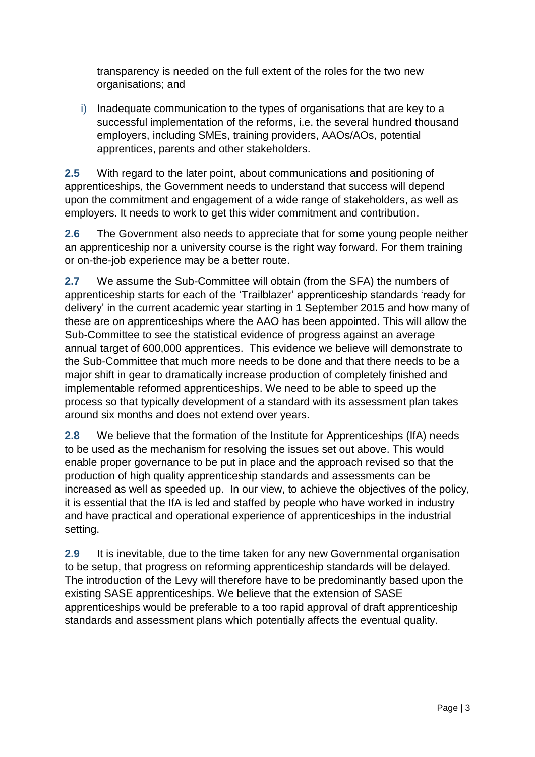transparency is needed on the full extent of the roles for the two new organisations; and

i) Inadequate communication to the types of organisations that are key to a successful implementation of the reforms, i.e. the several hundred thousand employers, including SMEs, training providers, AAOs/AOs, potential apprentices, parents and other stakeholders.

**2.5** With regard to the later point, about communications and positioning of apprenticeships, the Government needs to understand that success will depend upon the commitment and engagement of a wide range of stakeholders, as well as employers. It needs to work to get this wider commitment and contribution.

**2.6** The Government also needs to appreciate that for some young people neither an apprenticeship nor a university course is the right way forward. For them training or on-the-job experience may be a better route.

**2.7** We assume the Sub-Committee will obtain (from the SFA) the numbers of apprenticeship starts for each of the 'Trailblazer' apprenticeship standards 'ready for delivery' in the current academic year starting in 1 September 2015 and how many of these are on apprenticeships where the AAO has been appointed. This will allow the Sub-Committee to see the statistical evidence of progress against an average annual target of 600,000 apprentices. This evidence we believe will demonstrate to the Sub-Committee that much more needs to be done and that there needs to be a major shift in gear to dramatically increase production of completely finished and implementable reformed apprenticeships. We need to be able to speed up the process so that typically development of a standard with its assessment plan takes around six months and does not extend over years.

**2.8** We believe that the formation of the Institute for Apprenticeships (IfA) needs to be used as the mechanism for resolving the issues set out above. This would enable proper governance to be put in place and the approach revised so that the production of high quality apprenticeship standards and assessments can be increased as well as speeded up. In our view, to achieve the objectives of the policy, it is essential that the IfA is led and staffed by people who have worked in industry and have practical and operational experience of apprenticeships in the industrial setting.

**2.9** It is inevitable, due to the time taken for any new Governmental organisation to be setup, that progress on reforming apprenticeship standards will be delayed. The introduction of the Levy will therefore have to be predominantly based upon the existing SASE apprenticeships. We believe that the extension of SASE apprenticeships would be preferable to a too rapid approval of draft apprenticeship standards and assessment plans which potentially affects the eventual quality.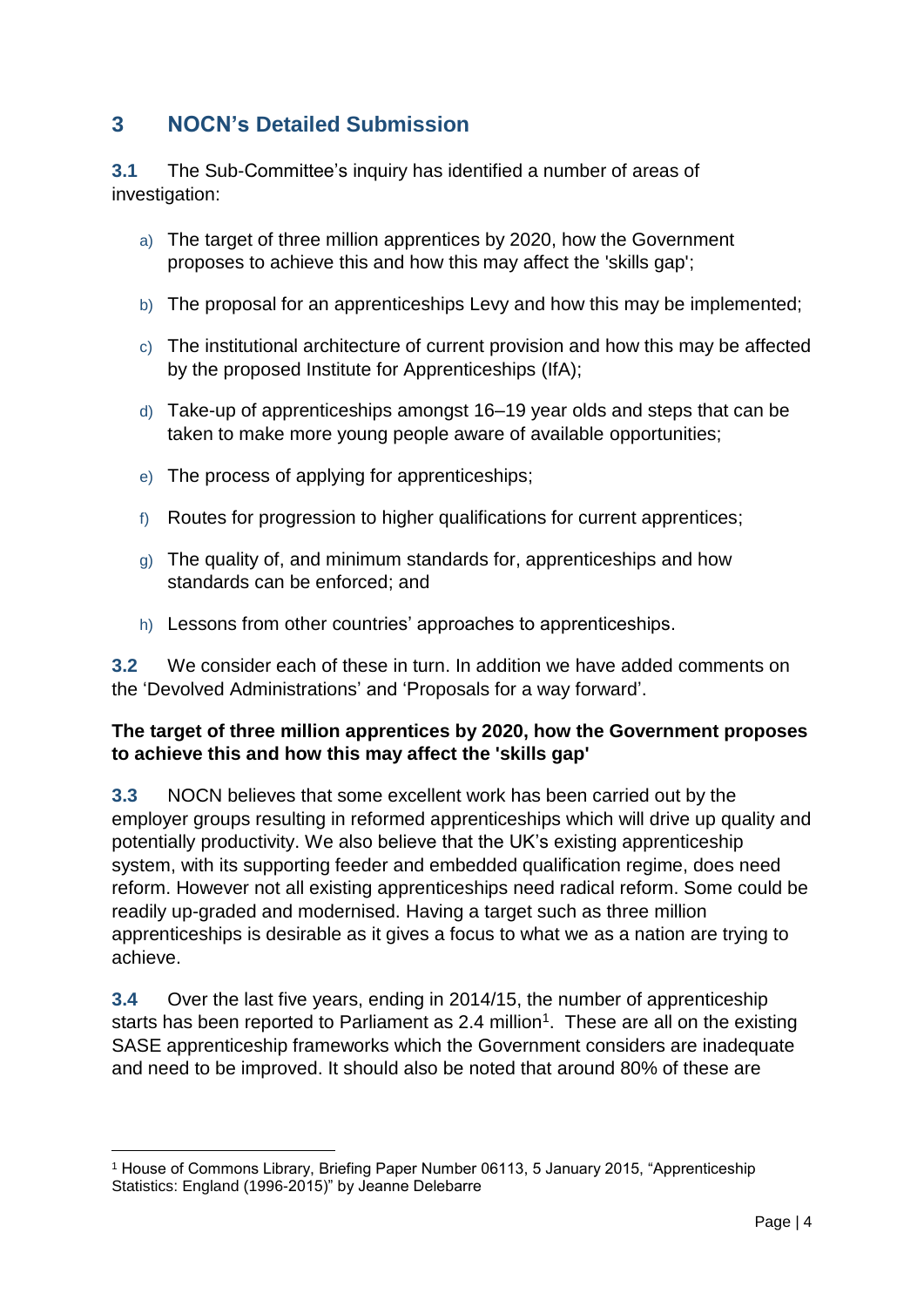## 3 NOCN's Detailed Submission

**3.1** The Sub-Committee's inquiry has identified a number of areas of investigation:

a) The target of three million apprentices by 2020, how the Government proposes to achieve this and how this may affect the 'skills gap';

b) The proposal for an apprenticeships Levy and how this may be implemented;

c) The institutional architecture of current provision and how this may be affected by the proposed Institute for Apprenticeships (IfA);

d) Take-up of apprenticeships amongst 16–19 year olds and steps that can be taken to make more young people aware of available opportunities;

e) The process of applying for apprenticeships;

f) Routes for progression to higher qualifications for current apprentices;

g) The quality of, and minimum standards for, apprenticeships and how standards can be enforced; and

h) Lessons from other countries' approaches to apprenticeships.

**3.2** We consider each of these in turn. In addition we have added comments on the 'Devolved Administrations' and 'Proposals for a way forward'.

**The target of three million apprentices by 2020, how the Government proposes to achieve this and how this may affect the 'skills gap'**

**3.3** NOCN believes that some excellent work has been carried out by the employer groups resulting in reformed apprenticeships which will drive up quality and potentially productivity. We also believe that the UK's existing apprenticeship system, with its supporting feeder and embedded qualification regime, does need reform. However not all existing apprenticeships need radical reform. Some could be readily up-graded and modernised. Having a target such as three million apprenticeships is desirable as it gives a focus to what we as a nation are trying to achieve.

**3.4** Over the last five years, ending in 2014/15, the number of apprenticeship starts has been reported to Parliament as 2.4 million[1]. These are all on the existing SASE apprenticeship frameworks which the Government considers are inadequate and need to be improved. It should also be noted that around 80% of these are

[1] House of Commons Library, Briefing Paper Number 06113, 5 January 2015, "Apprenticeship Statistics: England (1996-2015)" by Jeanne Delebarre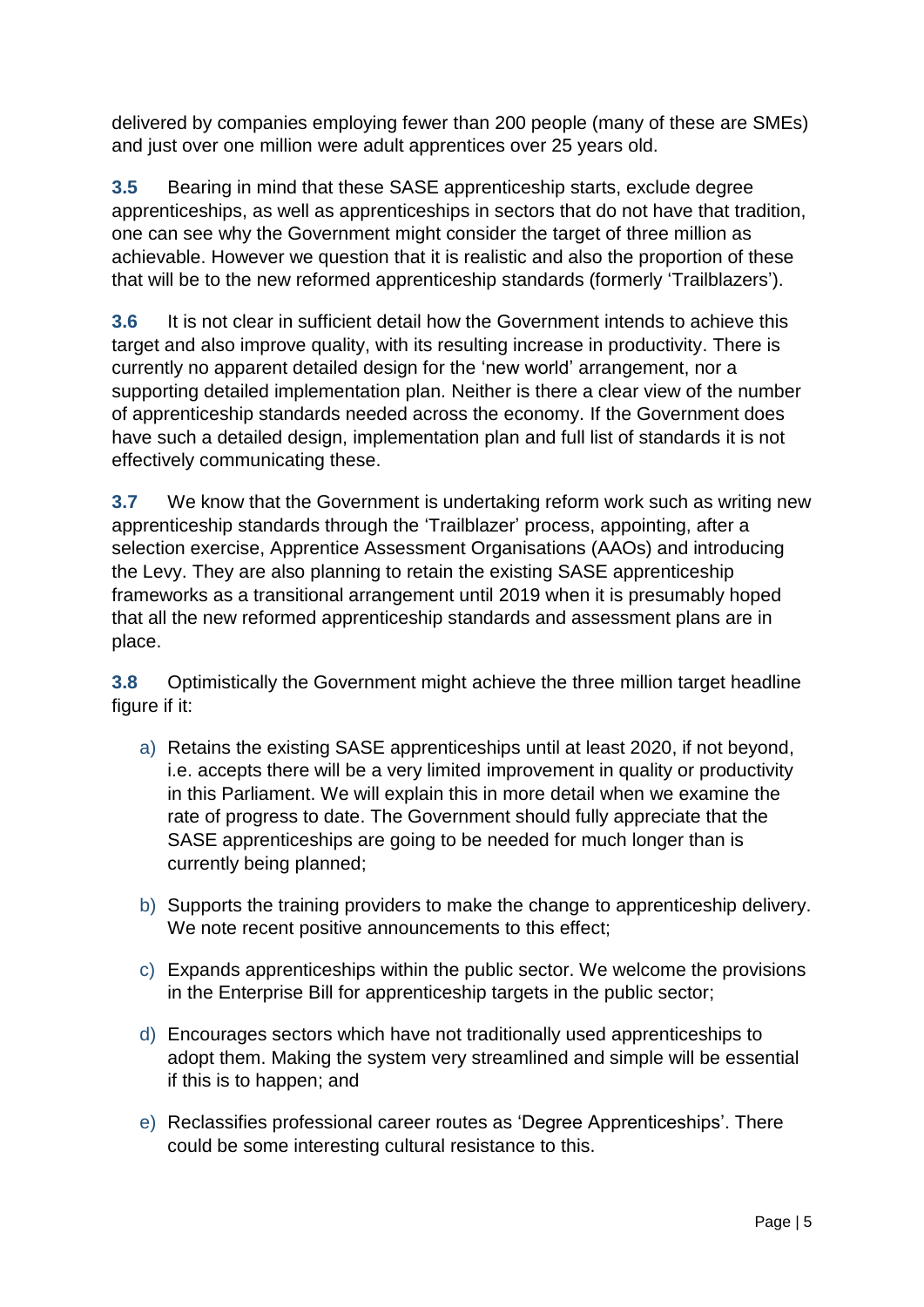delivered by companies employing fewer than 200 people (many of these are SMEs) and just over one million were adult apprentices over 25 years old.

**3.5** Bearing in mind that these SASE apprenticeship starts, exclude degree apprenticeships, as well as apprenticeships in sectors that do not have that tradition, one can see why the Government might consider the target of three million as achievable. However we question that it is realistic and also the proportion of these that will be to the new reformed apprenticeship standards (formerly 'Trailblazers').

**3.6** It is not clear in sufficient detail how the Government intends to achieve this target and also improve quality, with its resulting increase in productivity. There is currently no apparent detailed design for the 'new world' arrangement, nor a supporting detailed implementation plan. Neither is there a clear view of the number of apprenticeship standards needed across the economy. If the Government does have such a detailed design, implementation plan and full list of standards it is not effectively communicating these.

**3.7** We know that the Government is undertaking reform work such as writing new apprenticeship standards through the 'Trailblazer' process, appointing, after a selection exercise, Apprentice Assessment Organisations (AAOs) and introducing the Levy. They are also planning to retain the existing SASE apprenticeship frameworks as a transitional arrangement until 2019 when it is presumably hoped that all the new reformed apprenticeship standards and assessment plans are in place.

**3.8** Optimistically the Government might achieve the three million target headline figure if it:

a) Retains the existing SASE apprenticeships until at least 2020, if not beyond, i.e. accepts there will be a very limited improvement in quality or productivity in this Parliament. We will explain this in more detail when we examine the rate of progress to date. The Government should fully appreciate that the SASE apprenticeships are going to be needed for much longer than is currently being planned;

b) Supports the training providers to make the change to apprenticeship delivery. We note recent positive announcements to this effect;

c) Expands apprenticeships within the public sector. We welcome the provisions in the Enterprise Bill for apprenticeship targets in the public sector;

d) Encourages sectors which have not traditionally used apprenticeships to adopt them. Making the system very streamlined and simple will be essential if this is to happen; and

e) Reclassifies professional career routes as 'Degree Apprenticeships'. There could be some interesting cultural resistance to this.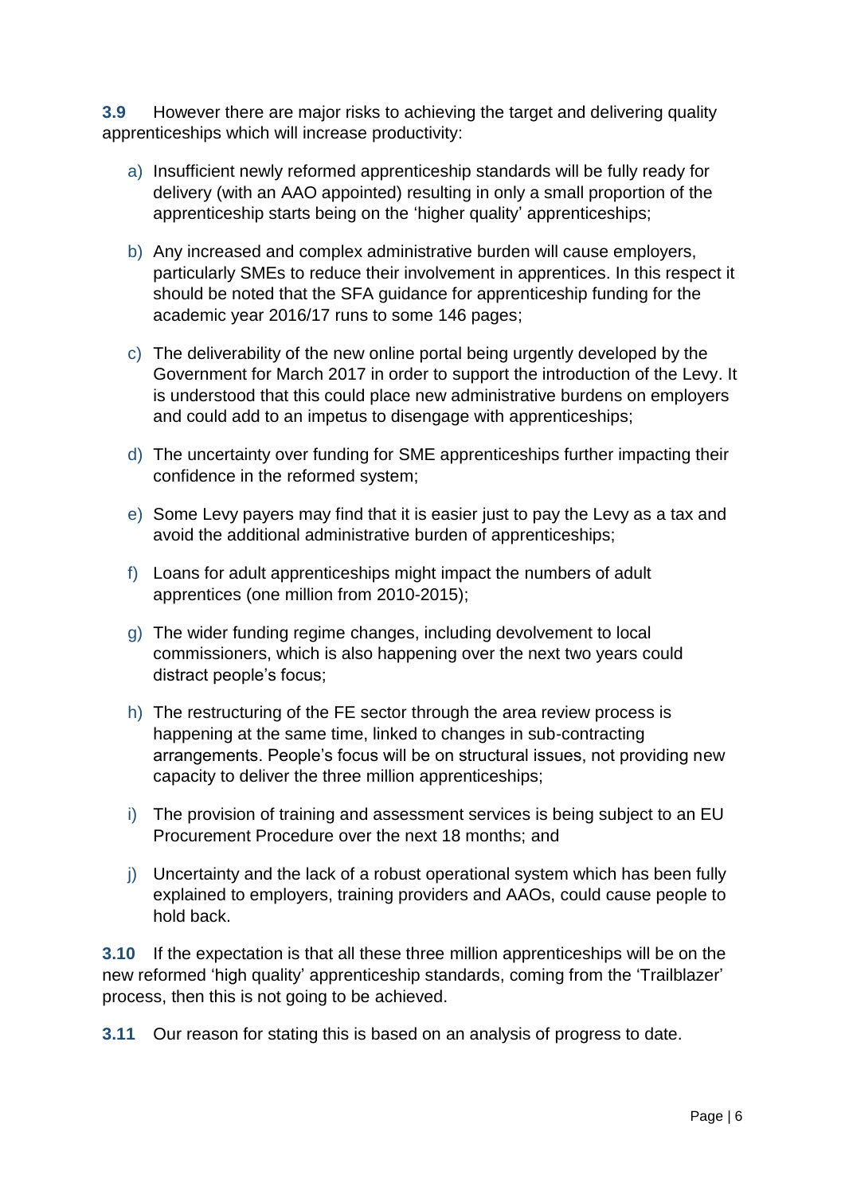**3.9** However there are major risks to achieving the target and delivering quality apprenticeships which will increase productivity:

a) Insufficient newly reformed apprenticeship standards will be fully ready for delivery (with an AAO appointed) resulting in only a small proportion of the apprenticeship starts being on the 'higher quality' apprenticeships;

b) Any increased and complex administrative burden will cause employers, particularly SMEs to reduce their involvement in apprentices. In this respect it should be noted that the SFA guidance for apprenticeship funding for the academic year 2016/17 runs to some 146 pages;

c) The deliverability of the new online portal being urgently developed by the Government for March 2017 in order to support the introduction of the Levy. It is understood that this could place new administrative burdens on employers and could add to an impetus to disengage with apprenticeships;

d) The uncertainty over funding for SME apprenticeships further impacting their confidence in the reformed system;

e) Some Levy payers may find that it is easier just to pay the Levy as a tax and avoid the additional administrative burden of apprenticeships;

f) Loans for adult apprenticeships might impact the numbers of adult apprentices (one million from 2010-2015);

g) The wider funding regime changes, including devolvement to local commissioners, which is also happening over the next two years could distract people's focus;

h) The restructuring of the FE sector through the area review process is happening at the same time, linked to changes in sub-contracting arrangements. People's focus will be on structural issues, not providing new capacity to deliver the three million apprenticeships;

i) The provision of training and assessment services is being subject to an EU Procurement Procedure over the next 18 months; and

j) Uncertainty and the lack of a robust operational system which has been fully explained to employers, training providers and AAOs, could cause people to hold back.

**3.10** If the expectation is that all these three million apprenticeships will be on the new reformed 'high quality' apprenticeship standards, coming from the 'Trailblazer' process, then this is not going to be achieved.

**3.11** Our reason for stating this is based on an analysis of progress to date.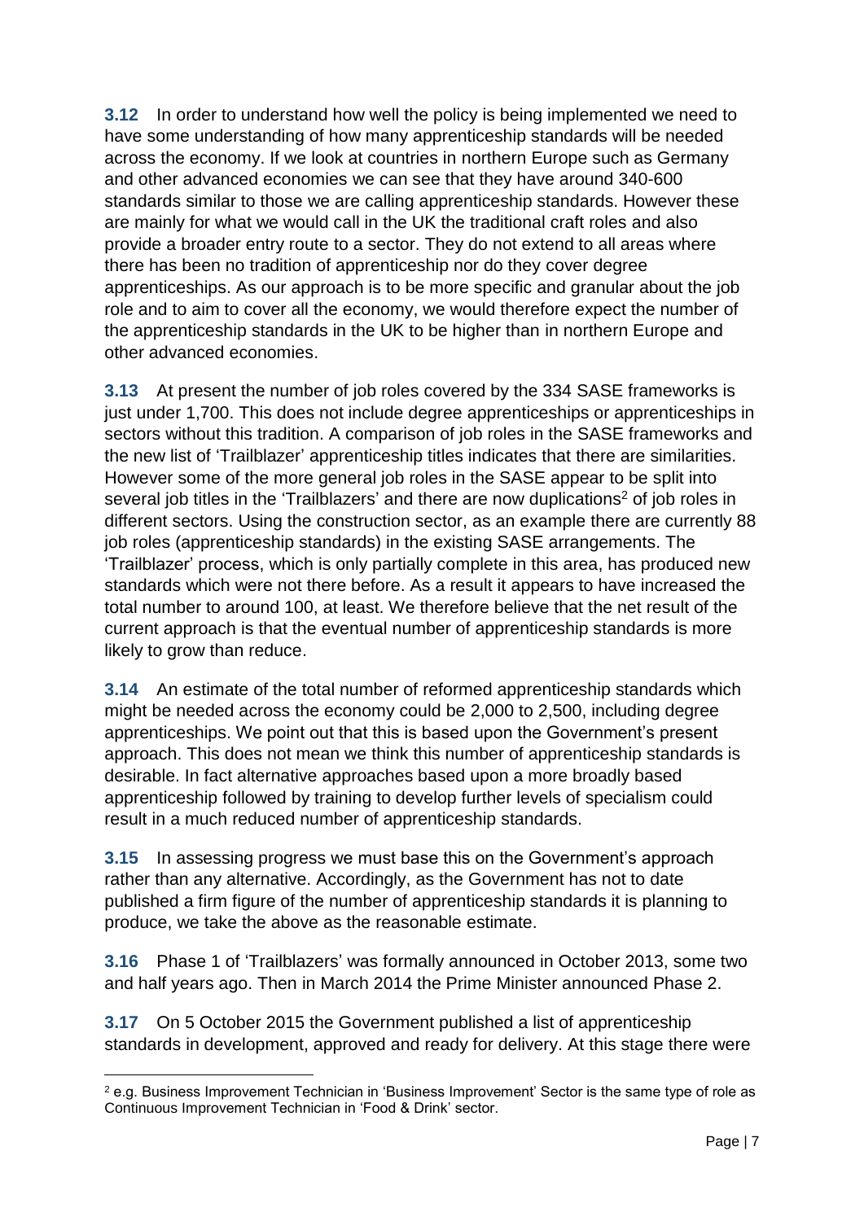**3.12** In order to understand how well the policy is being implemented we need to have some understanding of how many apprenticeship standards will be needed across the economy. If we look at countries in northern Europe such as Germany and other advanced economies we can see that they have around 340-600 standards similar to those we are calling apprenticeship standards. However these are mainly for what we would call in the UK the traditional craft roles and also provide a broader entry route to a sector. They do not extend to all areas where there has been no tradition of apprenticeship nor do they cover degree apprenticeships. As our approach is to be more specific and granular about the job role and to aim to cover all the economy, we would therefore expect the number of the apprenticeship standards in the UK to be higher than in northern Europe and other advanced economies.

**3.13** At present the number of job roles covered by the 334 SASE frameworks is just under 1,700. This does not include degree apprenticeships or apprenticeships in sectors without this tradition. A comparison of job roles in the SASE frameworks and the new list of 'Trailblazer' apprenticeship titles indicates that there are similarities. However some of the more general job roles in the SASE appear to be split into several job titles in the 'Trailblazers' and there are now duplications[2] of job roles in different sectors. Using the construction sector, as an example there are currently 88 job roles (apprenticeship standards) in the existing SASE arrangements. The 'Trailblazer' process, which is only partially complete in this area, has produced new standards which were not there before. As a result it appears to have increased the total number to around 100, at least. We therefore believe that the net result of the current approach is that the eventual number of apprenticeship standards is more likely to grow than reduce.

**3.14** An estimate of the total number of reformed apprenticeship standards which might be needed across the economy could be 2,000 to 2,500, including degree apprenticeships. We point out that this is based upon the Government's present approach. This does not mean we think this number of apprenticeship standards is desirable. In fact alternative approaches based upon a more broadly based apprenticeship followed by training to develop further levels of specialism could result in a much reduced number of apprenticeship standards.

**3.15** In assessing progress we must base this on the Government's approach rather than any alternative. Accordingly, as the Government has not to date published a firm figure of the number of apprenticeship standards it is planning to produce, we take the above as the reasonable estimate.

**3.16** Phase 1 of 'Trailblazers' was formally announced in October 2013, some two and half years ago. Then in March 2014 the Prime Minister announced Phase 2.

**3.17** On 5 October 2015 the Government published a list of apprenticeship standards in development, approved and ready for delivery. At this stage there were

---

[2] e.g. Business Improvement Technician in 'Business Improvement' Sector is the same type of role as Continuous Improvement Technician in 'Food & Drink' sector.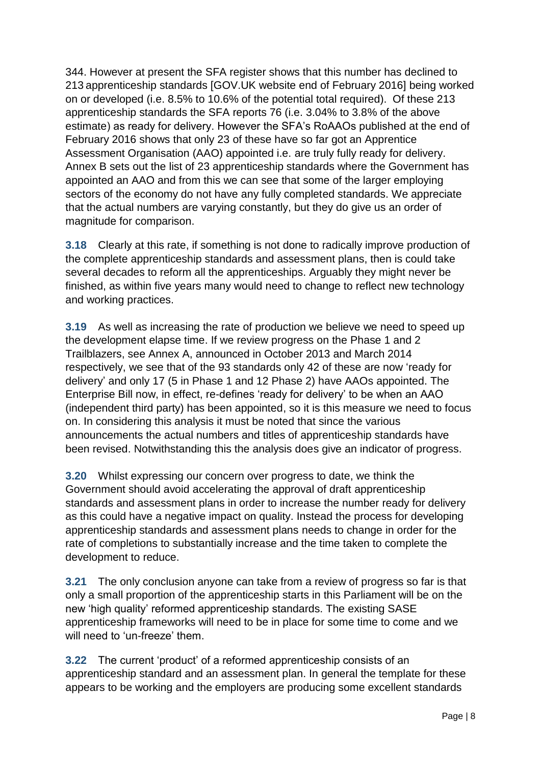344. However at present the SFA register shows that this number has declined to 213 apprenticeship standards [GOV.UK website end of February 2016] being worked on or developed (i.e. 8.5% to 10.6% of the potential total required). Of these 213 apprenticeship standards the SFA reports 76 (i.e. 3.04% to 3.8% of the above estimate) as ready for delivery. However the SFA's RoAAOs published at the end of February 2016 shows that only 23 of these have so far got an Apprentice Assessment Organisation (AAO) appointed i.e. are truly fully ready for delivery. Annex B sets out the list of 23 apprenticeship standards where the Government has appointed an AAO and from this we can see that some of the larger employing sectors of the economy do not have any fully completed standards. We appreciate that the actual numbers are varying constantly, but they do give us an order of magnitude for comparison.

**3.18** Clearly at this rate, if something is not done to radically improve production of the complete apprenticeship standards and assessment plans, then is could take several decades to reform all the apprenticeships. Arguably they might never be finished, as within five years many would need to change to reflect new technology and working practices.

**3.19** As well as increasing the rate of production we believe we need to speed up the development elapse time. If we review progress on the Phase 1 and 2 Trailblazers, see Annex A, announced in October 2013 and March 2014 respectively, we see that of the 93 standards only 42 of these are now 'ready for delivery' and only 17 (5 in Phase 1 and 12 Phase 2) have AAOs appointed. The Enterprise Bill now, in effect, re-defines 'ready for delivery' to be when an AAO (independent third party) has been appointed, so it is this measure we need to focus on. In considering this analysis it must be noted that since the various announcements the actual numbers and titles of apprenticeship standards have been revised. Notwithstanding this the analysis does give an indicator of progress.

**3.20** Whilst expressing our concern over progress to date, we think the Government should avoid accelerating the approval of draft apprenticeship standards and assessment plans in order to increase the number ready for delivery as this could have a negative impact on quality. Instead the process for developing apprenticeship standards and assessment plans needs to change in order for the rate of completions to substantially increase and the time taken to complete the development to reduce.

**3.21** The only conclusion anyone can take from a review of progress so far is that only a small proportion of the apprenticeship starts in this Parliament will be on the new 'high quality' reformed apprenticeship standards. The existing SASE apprenticeship frameworks will need to be in place for some time to come and we will need to 'un-freeze' them.

**3.22** The current 'product' of a reformed apprenticeship consists of an apprenticeship standard and an assessment plan. In general the template for these appears to be working and the employers are producing some excellent standards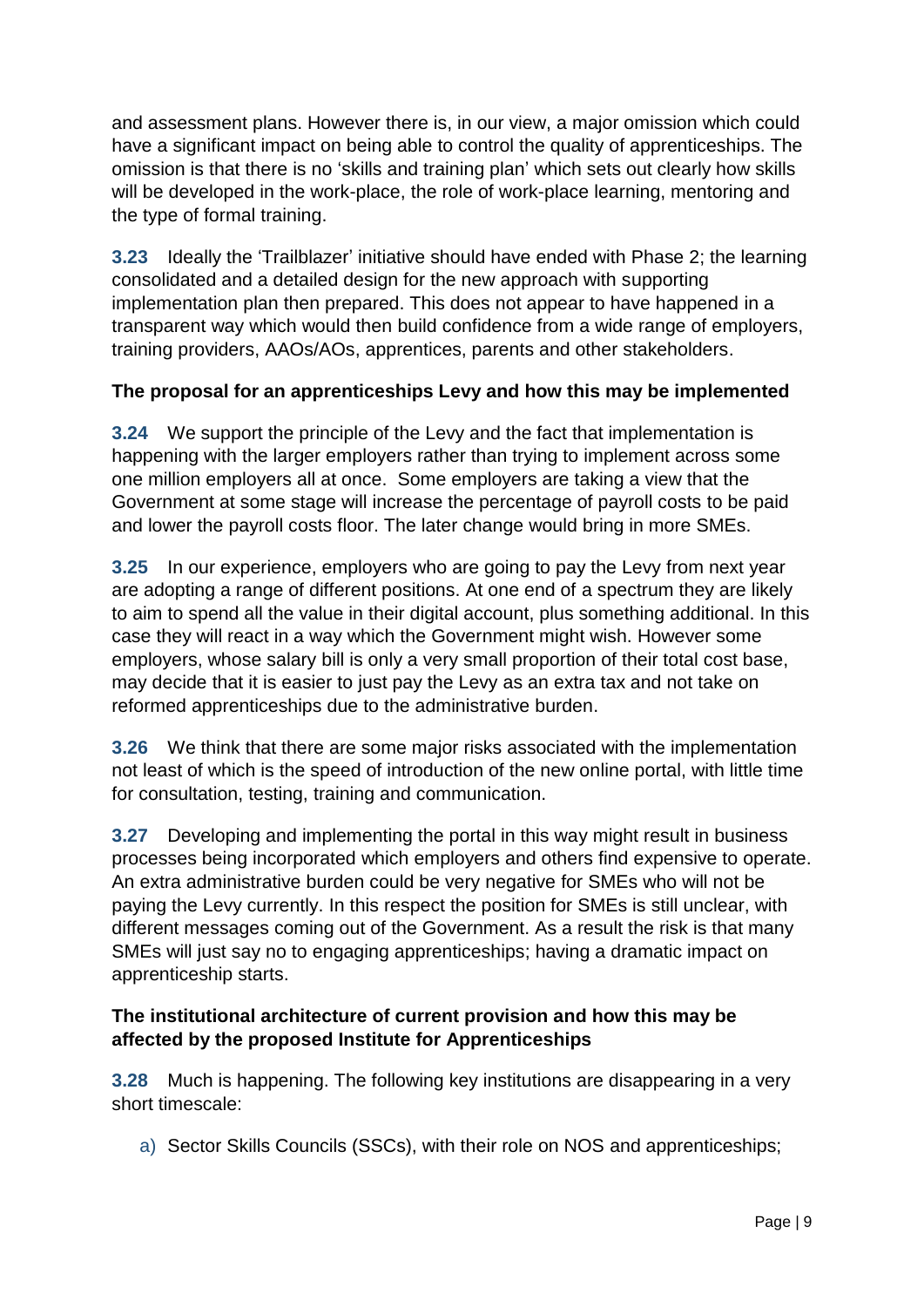and assessment plans. However there is, in our view, a major omission which could have a significant impact on being able to control the quality of apprenticeships. The omission is that there is no 'skills and training plan' which sets out clearly how skills will be developed in the work-place, the role of work-place learning, mentoring and the type of formal training.

**3.23** Ideally the 'Trailblazer' initiative should have ended with Phase 2; the learning consolidated and a detailed design for the new approach with supporting implementation plan then prepared. This does not appear to have happened in a transparent way which would then build confidence from a wide range of employers, training providers, AAOs/AOs, apprentices, parents and other stakeholders.

**The proposal for an apprenticeships Levy and how this may be implemented**

**3.24** We support the principle of the Levy and the fact that implementation is happening with the larger employers rather than trying to implement across some one million employers all at once. Some employers are taking a view that the Government at some stage will increase the percentage of payroll costs to be paid and lower the payroll costs floor. The later change would bring in more SMEs.

**3.25** In our experience, employers who are going to pay the Levy from next year are adopting a range of different positions. At one end of a spectrum they are likely to aim to spend all the value in their digital account, plus something additional. In this case they will react in a way which the Government might wish. However some employers, whose salary bill is only a very small proportion of their total cost base, may decide that it is easier to just pay the Levy as an extra tax and not take on reformed apprenticeships due to the administrative burden.

**3.26** We think that there are some major risks associated with the implementation not least of which is the speed of introduction of the new online portal, with little time for consultation, testing, training and communication.

**3.27** Developing and implementing the portal in this way might result in business processes being incorporated which employers and others find expensive to operate. An extra administrative burden could be very negative for SMEs who will not be paying the Levy currently. In this respect the position for SMEs is still unclear, with different messages coming out of the Government. As a result the risk is that many SMEs will just say no to engaging apprenticeships; having a dramatic impact on apprenticeship starts.

**The institutional architecture of current provision and how this may be affected by the proposed Institute for Apprenticeships**

**3.28** Much is happening. The following key institutions are disappearing in a very short timescale:

a) Sector Skills Councils (SSCs), with their role on NOS and apprenticeships;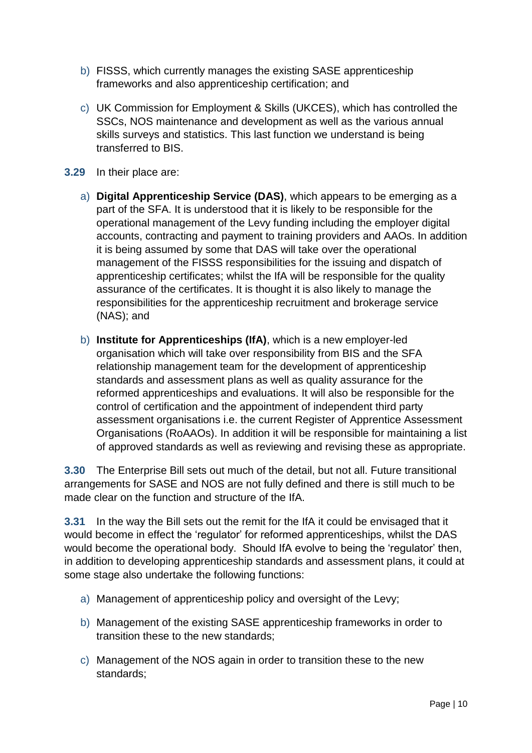b) FISSS, which currently manages the existing SASE apprenticeship frameworks and also apprenticeship certification; and

c) UK Commission for Employment & Skills (UKCES), which has controlled the SSCs, NOS maintenance and development as well as the various annual skills surveys and statistics. This last function we understand is being transferred to BIS.

**3.29** In their place are:

a) **Digital Apprenticeship Service (DAS)**, which appears to be emerging as a part of the SFA. It is understood that it is likely to be responsible for the operational management of the Levy funding including the employer digital accounts, contracting and payment to training providers and AAOs. In addition it is being assumed by some that DAS will take over the operational management of the FISSS responsibilities for the issuing and dispatch of apprenticeship certificates; whilst the IfA will be responsible for the quality assurance of the certificates. It is thought it is also likely to manage the responsibilities for the apprenticeship recruitment and brokerage service (NAS); and

b) **Institute for Apprenticeships (IfA)**, which is a new employer-led organisation which will take over responsibility from BIS and the SFA relationship management team for the development of apprenticeship standards and assessment plans as well as quality assurance for the reformed apprenticeships and evaluations. It will also be responsible for the control of certification and the appointment of independent third party assessment organisations i.e. the current Register of Apprentice Assessment Organisations (RoAAOs). In addition it will be responsible for maintaining a list of approved standards as well as reviewing and revising these as appropriate.

**3.30** The Enterprise Bill sets out much of the detail, but not all. Future transitional arrangements for SASE and NOS are not fully defined and there is still much to be made clear on the function and structure of the IfA.

**3.31** In the way the Bill sets out the remit for the IfA it could be envisaged that it would become in effect the 'regulator' for reformed apprenticeships, whilst the DAS would become the operational body. Should IfA evolve to being the 'regulator' then, in addition to developing apprenticeship standards and assessment plans, it could at some stage also undertake the following functions:

a) Management of apprenticeship policy and oversight of the Levy;

b) Management of the existing SASE apprenticeship frameworks in order to transition these to the new standards;

c) Management of the NOS again in order to transition these to the new standards;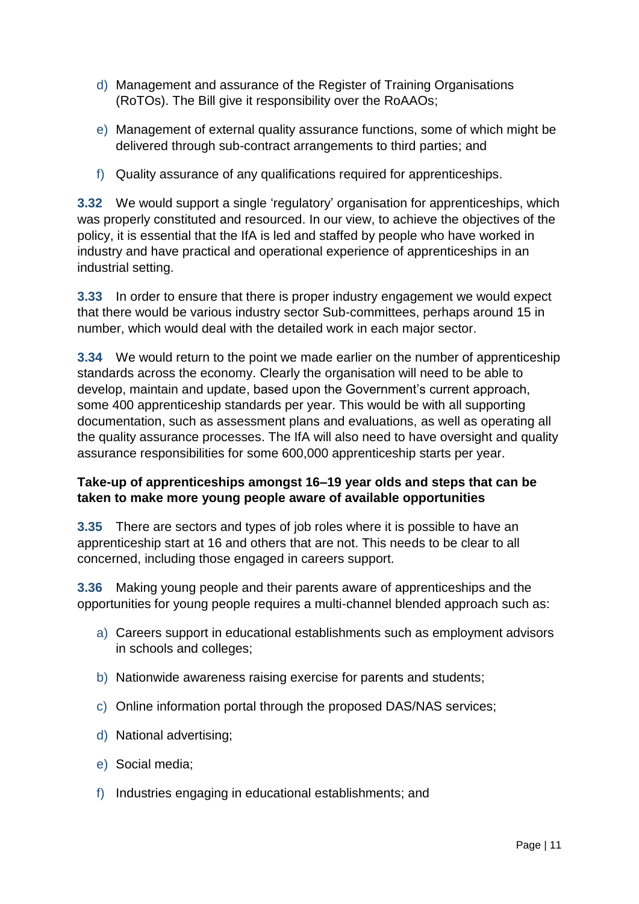d) Management and assurance of the Register of Training Organisations (RoTOs). The Bill give it responsibility over the RoAAOs;

e) Management of external quality assurance functions, some of which might be delivered through sub-contract arrangements to third parties; and

f) Quality assurance of any qualifications required for apprenticeships.

**3.32** We would support a single 'regulatory' organisation for apprenticeships, which was properly constituted and resourced. In our view, to achieve the objectives of the policy, it is essential that the IfA is led and staffed by people who have worked in industry and have practical and operational experience of apprenticeships in an industrial setting.

**3.33** In order to ensure that there is proper industry engagement we would expect that there would be various industry sector Sub-committees, perhaps around 15 in number, which would deal with the detailed work in each major sector.

**3.34** We would return to the point we made earlier on the number of apprenticeship standards across the economy. Clearly the organisation will need to be able to develop, maintain and update, based upon the Government's current approach, some 400 apprenticeship standards per year. This would be with all supporting documentation, such as assessment plans and evaluations, as well as operating all the quality assurance processes. The IfA will also need to have oversight and quality assurance responsibilities for some 600,000 apprenticeship starts per year.

**Take-up of apprenticeships amongst 16–19 year olds and steps that can be taken to make more young people aware of available opportunities**

**3.35** There are sectors and types of job roles where it is possible to have an apprenticeship start at 16 and others that are not. This needs to be clear to all concerned, including those engaged in careers support.

**3.36** Making young people and their parents aware of apprenticeships and the opportunities for young people requires a multi-channel blended approach such as:

a) Careers support in educational establishments such as employment advisors in schools and colleges;

b) Nationwide awareness raising exercise for parents and students;

c) Online information portal through the proposed DAS/NAS services;

d) National advertising;

e) Social media;

f) Industries engaging in educational establishments; and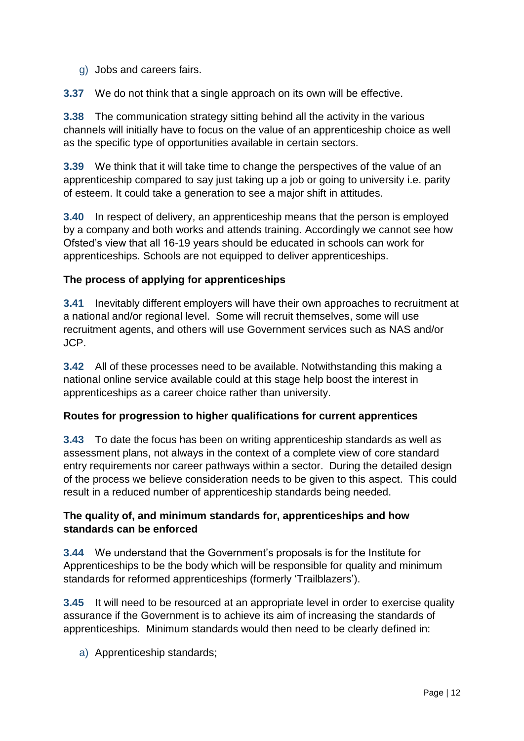g) Jobs and careers fairs.

**3.37** We do not think that a single approach on its own will be effective.

**3.38** The communication strategy sitting behind all the activity in the various channels will initially have to focus on the value of an apprenticeship choice as well as the specific type of opportunities available in certain sectors.

**3.39** We think that it will take time to change the perspectives of the value of an apprenticeship compared to say just taking up a job or going to university i.e. parity of esteem. It could take a generation to see a major shift in attitudes.

**3.40** In respect of delivery, an apprenticeship means that the person is employed by a company and both works and attends training. Accordingly we cannot see how Ofsted's view that all 16-19 years should be educated in schools can work for apprenticeships. Schools are not equipped to deliver apprenticeships.

**The process of applying for apprenticeships**

**3.41** Inevitably different employers will have their own approaches to recruitment at a national and/or regional level. Some will recruit themselves, some will use recruitment agents, and others will use Government services such as NAS and/or JCP.

**3.42** All of these processes need to be available. Notwithstanding this making a national online service available could at this stage help boost the interest in apprenticeships as a career choice rather than university.

**Routes for progression to higher qualifications for current apprentices**

**3.43** To date the focus has been on writing apprenticeship standards as well as assessment plans, not always in the context of a complete view of core standard entry requirements nor career pathways within a sector. During the detailed design of the process we believe consideration needs to be given to this aspect. This could result in a reduced number of apprenticeship standards being needed.

**The quality of, and minimum standards for, apprenticeships and how standards can be enforced**

**3.44** We understand that the Government's proposals is for the Institute for Apprenticeships to be the body which will be responsible for quality and minimum standards for reformed apprenticeships (formerly 'Trailblazers').

**3.45** It will need to be resourced at an appropriate level in order to exercise quality assurance if the Government is to achieve its aim of increasing the standards of apprenticeships. Minimum standards would then need to be clearly defined in:

a) Apprenticeship standards;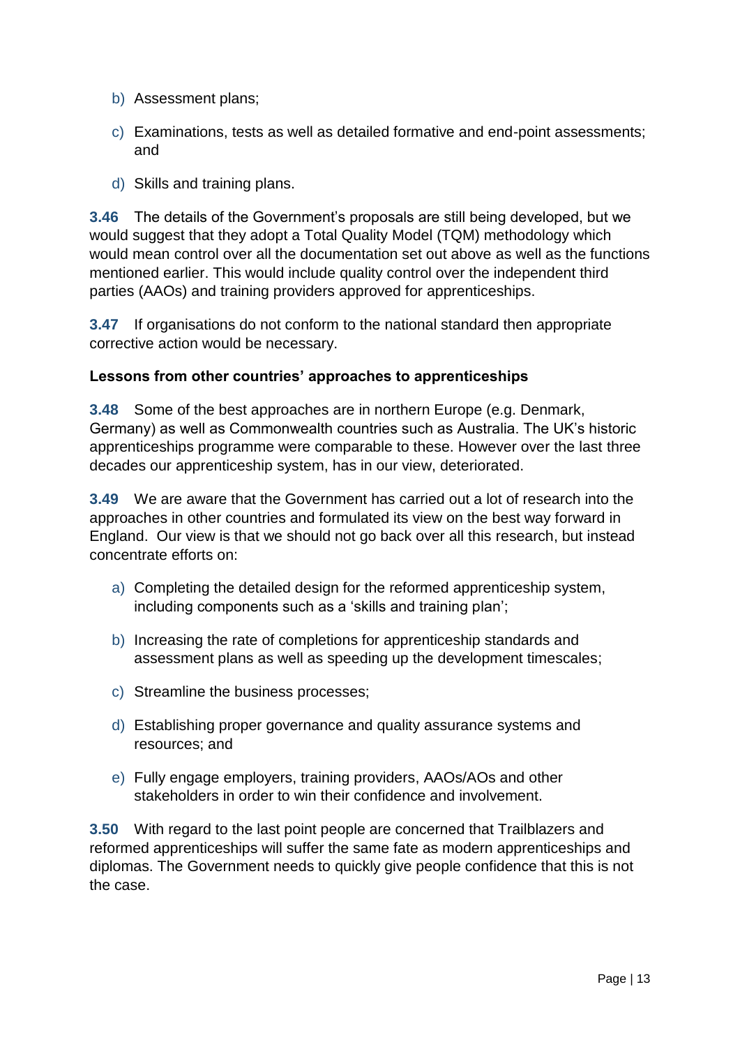b) Assessment plans;

c) Examinations, tests as well as detailed formative and end-point assessments; and

d) Skills and training plans.

**3.46** The details of the Government's proposals are still being developed, but we would suggest that they adopt a Total Quality Model (TQM) methodology which would mean control over all the documentation set out above as well as the functions mentioned earlier. This would include quality control over the independent third parties (AAOs) and training providers approved for apprenticeships.

**3.47** If organisations do not conform to the national standard then appropriate corrective action would be necessary.

**Lessons from other countries' approaches to apprenticeships**

**3.48** Some of the best approaches are in northern Europe (e.g. Denmark, Germany) as well as Commonwealth countries such as Australia. The UK's historic apprenticeships programme were comparable to these. However over the last three decades our apprenticeship system, has in our view, deteriorated.

**3.49** We are aware that the Government has carried out a lot of research into the approaches in other countries and formulated its view on the best way forward in England. Our view is that we should not go back over all this research, but instead concentrate efforts on:

a) Completing the detailed design for the reformed apprenticeship system, including components such as a 'skills and training plan';

b) Increasing the rate of completions for apprenticeship standards and assessment plans as well as speeding up the development timescales;

c) Streamline the business processes;

d) Establishing proper governance and quality assurance systems and resources; and

e) Fully engage employers, training providers, AAOs/AOs and other stakeholders in order to win their confidence and involvement.

**3.50** With regard to the last point people are concerned that Trailblazers and reformed apprenticeships will suffer the same fate as modern apprenticeships and diplomas. The Government needs to quickly give people confidence that this is not the case.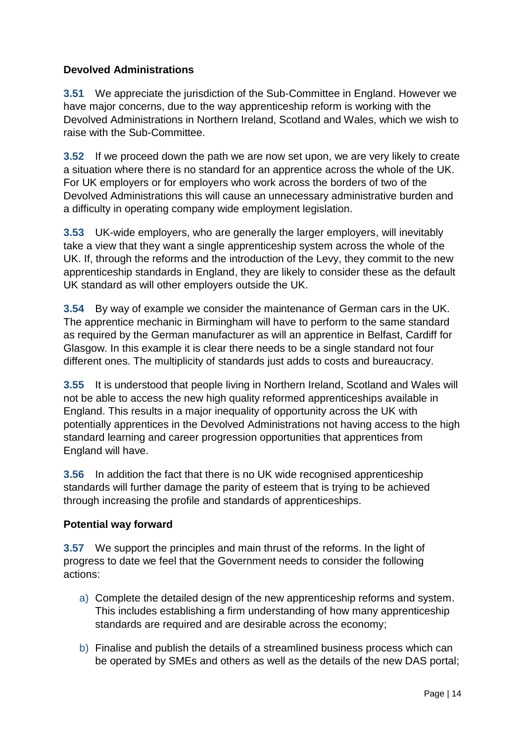**Devolved Administrations**

**3.51** We appreciate the jurisdiction of the Sub-Committee in England. However we have major concerns, due to the way apprenticeship reform is working with the Devolved Administrations in Northern Ireland, Scotland and Wales, which we wish to raise with the Sub-Committee.

**3.52** If we proceed down the path we are now set upon, we are very likely to create a situation where there is no standard for an apprentice across the whole of the UK. For UK employers or for employers who work across the borders of two of the Devolved Administrations this will cause an unnecessary administrative burden and a difficulty in operating company wide employment legislation.

**3.53** UK-wide employers, who are generally the larger employers, will inevitably take a view that they want a single apprenticeship system across the whole of the UK. If, through the reforms and the introduction of the Levy, they commit to the new apprenticeship standards in England, they are likely to consider these as the default UK standard as will other employers outside the UK.

**3.54** By way of example we consider the maintenance of German cars in the UK. The apprentice mechanic in Birmingham will have to perform to the same standard as required by the German manufacturer as will an apprentice in Belfast, Cardiff for Glasgow. In this example it is clear there needs to be a single standard not four different ones. The multiplicity of standards just adds to costs and bureaucracy.

**3.55** It is understood that people living in Northern Ireland, Scotland and Wales will not be able to access the new high quality reformed apprenticeships available in England. This results in a major inequality of opportunity across the UK with potentially apprentices in the Devolved Administrations not having access to the high standard learning and career progression opportunities that apprentices from England will have.

**3.56** In addition the fact that there is no UK wide recognised apprenticeship standards will further damage the parity of esteem that is trying to be achieved through increasing the profile and standards of apprenticeships.

**Potential way forward**

**3.57** We support the principles and main thrust of the reforms. In the light of progress to date we feel that the Government needs to consider the following actions:

a) Complete the detailed design of the new apprenticeship reforms and system. This includes establishing a firm understanding of how many apprenticeship standards are required and are desirable across the economy;

b) Finalise and publish the details of a streamlined business process which can be operated by SMEs and others as well as the details of the new DAS portal;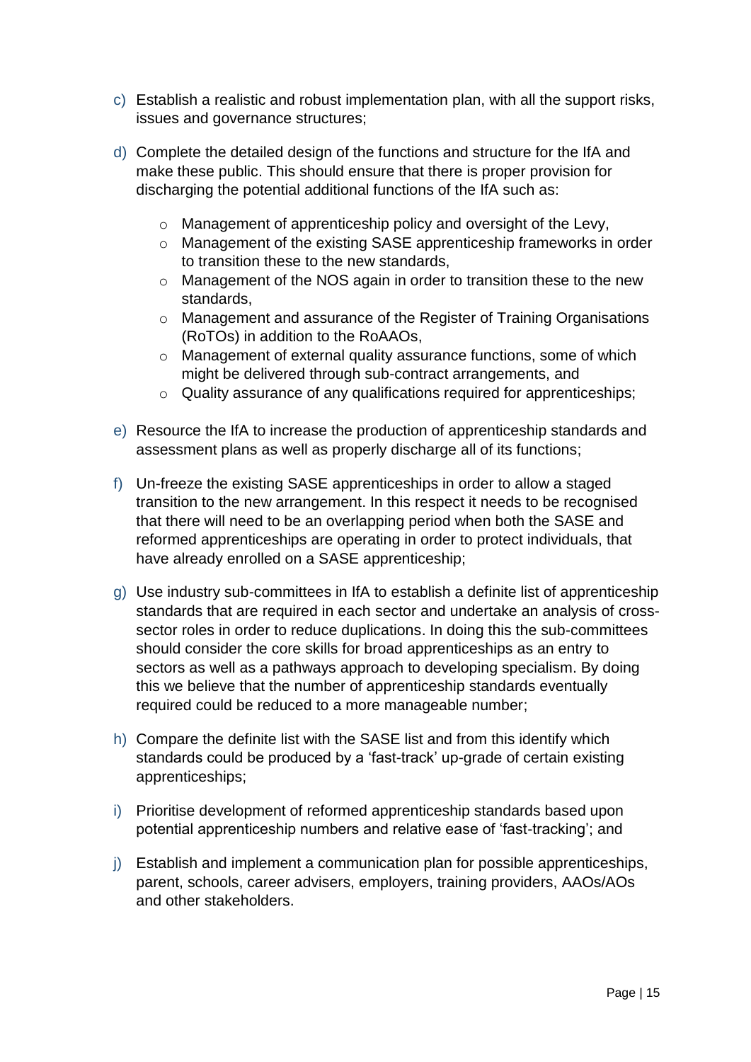c) Establish a realistic and robust implementation plan, with all the support risks, issues and governance structures;

d) Complete the detailed design of the functions and structure for the IfA and make these public. This should ensure that there is proper provision for discharging the potential additional functions of the IfA such as:

   - Management of apprenticeship policy and oversight of the Levy,
   - Management of the existing SASE apprenticeship frameworks in order to transition these to the new standards,
   - Management of the NOS again in order to transition these to the new standards,
   - Management and assurance of the Register of Training Organisations (RoTOs) in addition to the RoAAOs,
   - Management of external quality assurance functions, some of which might be delivered through sub-contract arrangements, and
   - Quality assurance of any qualifications required for apprenticeships;

e) Resource the IfA to increase the production of apprenticeship standards and assessment plans as well as properly discharge all of its functions;

f) Un-freeze the existing SASE apprenticeships in order to allow a staged transition to the new arrangement. In this respect it needs to be recognised that there will need to be an overlapping period when both the SASE and reformed apprenticeships are operating in order to protect individuals, that have already enrolled on a SASE apprenticeship;

g) Use industry sub-committees in IfA to establish a definite list of apprenticeship standards that are required in each sector and undertake an analysis of cross-sector roles in order to reduce duplications. In doing this the sub-committees should consider the core skills for broad apprenticeships as an entry to sectors as well as a pathways approach to developing specialism. By doing this we believe that the number of apprenticeship standards eventually required could be reduced to a more manageable number;

h) Compare the definite list with the SASE list and from this identify which standards could be produced by a 'fast-track' up-grade of certain existing apprenticeships;

i) Prioritise development of reformed apprenticeship standards based upon potential apprenticeship numbers and relative ease of 'fast-tracking'; and

j) Establish and implement a communication plan for possible apprenticeships, parent, schools, career advisers, employers, training providers, AAOs/AOs and other stakeholders.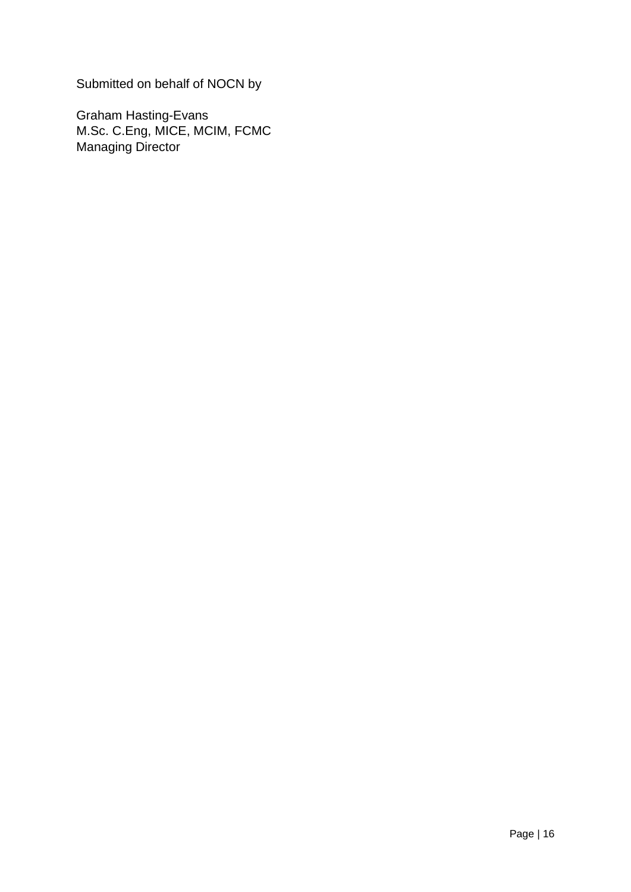Submitted on behalf of NOCN by

Graham Hasting-Evans
M.Sc. C.Eng, MICE, MCIM, FCMC
Managing Director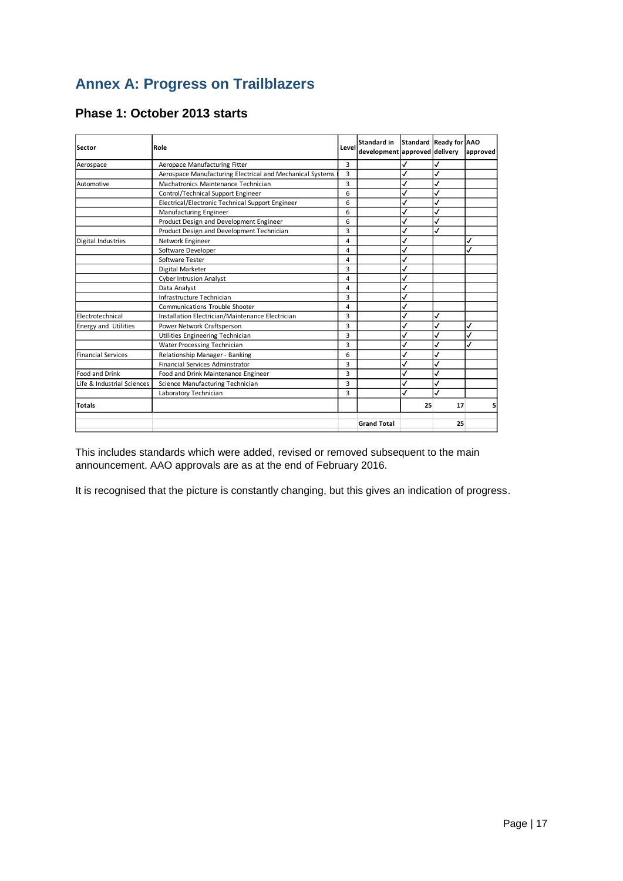## Annex A: Progress on Trailblazers

### Phase 1: October 2013 starts

| Sector | Role | Level | Standard in development | Standard approved | Ready for delivery | AAO approved |
|---|---|---|---|---|---|---|
| Aerospace | Aeropace Manufacturing Fitter | 3 | | ✓ | ✓ | |
| | Aerospace Manufacturing Electrical and Mechanical Systems | 3 | | ✓ | ✓ | |
| Automotive | Machatronics Maintenance Technician | 3 | | ✓ | ✓ | |
| | Control/Technical Support Engineer | 6 | | ✓ | ✓ | |
| | Electrical/Electronic Technical Support Engineer | 6 | | ✓ | ✓ | |
| | Manufacturing Engineer | 6 | | ✓ | ✓ | |
| | Product Design and Development Engineer | 6 | | ✓ | ✓ | |
| | Product Design and Development Technician | 3 | | ✓ | ✓ | |
| Digital Industries | Network Engineer | 4 | | ✓ | | ✓ |
| | Software Developer | 4 | | ✓ | | ✓ |
| | Software Tester | 4 | | ✓ | | |
| | Digital Marketer | 3 | | ✓ | | |
| | Cyber Intrusion Analyst | 4 | | ✓ | | |
| | Data Analyst | 4 | | ✓ | | |
| | Infrastructure Technician | 3 | | ✓ | | |
| | Communications Trouble Shooter | 4 | | ✓ | | |
| Electrotechnical | Installation Electrician/Maintenance Electrician | 3 | | ✓ | ✓ | |
| Energy and Utilities | Power Network Craftsperson | 3 | | ✓ | ✓ | ✓ |
| | Utilities Engineering Technician | 3 | | ✓ | ✓ | ✓ |
| | Water Processing Technician | 3 | | ✓ | ✓ | ✓ |
| Financial Services | Relationship Manager - Banking | 6 | | ✓ | ✓ | |
| | Financial Services Adminstrator | 3 | | ✓ | ✓ | |
| Food and Drink | Food and Drink Maintenance Engineer | 3 | | ✓ | ✓ | |
| Life & Industrial Sciences | Science Manufacturing Technician | 3 | | ✓ | ✓ | |
| | Laboratory Technician | 3 | | ✓ | ✓ | |
| **Totals** | | | | 25 | 17 | 5 |
| | | | **Grand Total** | | 25 | |

This includes standards which were added, revised or removed subsequent to the main announcement. AAO approvals are as at the end of February 2016.

It is recognised that the picture is constantly changing, but this gives an indication of progress.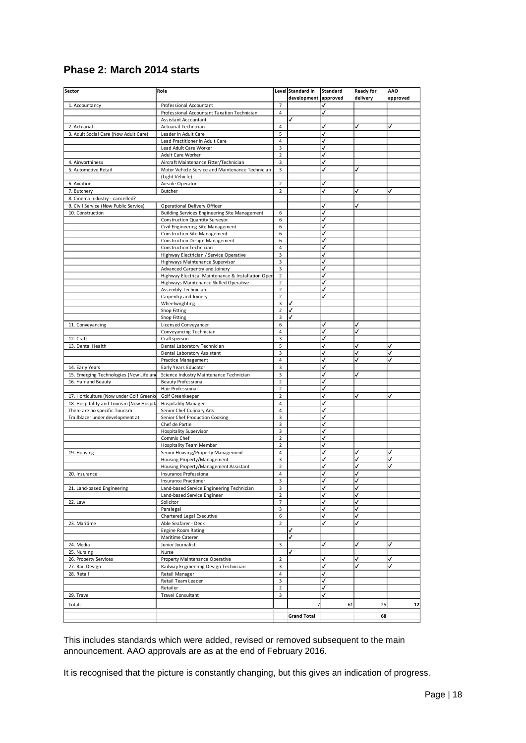## Phase 2: March 2014 starts

| Sector | Role | Level | Standard in development | Standard approved | Ready for delivery | AAO approved |
|---|---|---|---|---|---|---|
| 1. Accountancy | Professional Accountant | 7 | | ✓ | | |
| | Professional Accountant Taxation Technician | 4 | | ✓ | | |
| | Assistant Accountant | | ✓ | | | |
| 2. Actuarial | Actuarial Technician | 4 | | ✓ | ✓ | ✓ |
| 3. Adult Social Care (Now Adult Care) | Leader in Adult Care | 5 | | ✓ | | |
| | Lead Practitioner in Adult Care | 4 | | ✓ | | |
| | Lead Adult Care Worker | 3 | | ✓ | | |
| | Adult Care Worker | 2 | | ✓ | | |
| 4. Airworthiness | Aircraft Maintenance Fitter/Technician | 3 | | ✓ | | |
| 5. Automotive Retail | Motor Vehicle Service and Maintenance Technician (Light Vehicle) | 3 | | ✓ | ✓ | |
| 6. Aviation | Airside Operator | 2 | | ✓ | | |
| 7. Butchery | Butcher | 2 | | ✓ | ✓ | ✓ |
| 8. Cinema Industry - cancelled? | | | | | | |
| 9. Civil Service (Now Public Service) | Operational Delivery Officer | | | ✓ | ✓ | |
| 10. Construction | Building Services Engineering Site Management | 6 | | ✓ | | |
| | Construction Quantity Surveyor | 6 | | ✓ | | |
| | Civil Engineering Site Management | 6 | | ✓ | | |
| | Construction Site Management | 6 | | ✓ | | |
| | Construction Design Management | 6 | | ✓ | | |
| | Construction Technician | 4 | | ✓ | | |
| | Highway Electrician / Service Operative | 3 | | ✓ | | |
| | Highways Maintenance Supervisor | 3 | | ✓ | | |
| | Advanced Carpentry and Joinery | 3 | | ✓ | | |
| | Highway Electrical Maintenance & Installation Oper | 2 | | ✓ | | |
| | Highways Maintenance Skilled Operative | 2 | | ✓ | | |
| | Assembly Technician | 2 | | ✓ | | |
| | Carpentry and Joinery | 2 | | ✓ | | |
| | Wheelwrighting | 3 | ✓ | | | |
| | Shop Fitting | 2 | ✓ | | | |
| | Shop Fitting | 3 | ✓ | | | |
| 11. Conveyancing | Licensed Conveyancer | 6 | | ✓ | ✓ | |
| | Conveyancing Technician | 4 | | ✓ | ✓ | |
| 12. Craft | Craftsperson | 3 | | ✓ | | |
| 13. Dental Health | Dental Laboratory Technician | 5 | | ✓ | ✓ | ✓ |
| | Dental Laboratory Assistant | 3 | | ✓ | ✓ | ✓ |
| | Practice Management | 4 | | ✓ | ✓ | ✓ |
| 14. Early Years | Early Years Educator | 3 | | ✓ | | |
| 15. Emerging Technologies (Now Life and | Science Industry Maintenance Technician | 3 | | ✓ | ✓ | |
| 16. Hair and Beauty | Beauty Professional | 2 | | ✓ | | |
| | Hair Professional | 2 | | ✓ | | |
| 17. Horticulture (Now under Golf Greenke | Golf Greenkeeper | 2 | | ✓ | ✓ | ✓ |
| 18. Hospitality and Tourism (Now Hospit | Hospitality Manager | 4 | | ✓ | | |
| There are no specific Tourism | Senior Chef Culinary Arts | 4 | | ✓ | | |
| Trailblazer under development at | Senior Chef Production Cooking | 3 | | ✓ | | |
| | Chef de Partie | 3 | | ✓ | | |
| | Hospitality Supervisor | 3 | | ✓ | | |
| | Commis Chef | 2 | | ✓ | | |
| | Hospitality Team Member | 2 | | ✓ | | |
| 19. Housing | Senior Housing/Property Management | 4 | | ✓ | ✓ | ✓ |
| | Housing Property/Management | 3 | | ✓ | ✓ | ✓ |
| | Housing Property/Management Assistant | 2 | | ✓ | ✓ | ✓ |
| 20. Insurance | Insurance Professional | 4 | | ✓ | ✓ | |
| | Insurance Practioner | 3 | | ✓ | ✓ | |
| 21. Land-based Engineering | Land-based Service Engineering Technician | 3 | | ✓ | ✓ | |
| | Land-based Service Engineer | 2 | | ✓ | ✓ | |
| 22. Law | Solicitor | 7 | | ✓ | ✓ | |
| | Paralegal | 3 | | ✓ | ✓ | |
| | Chartered Legal Executive | 6 | | ✓ | ✓ | |
| 23. Maritime | Able Seafarer - Deck | 2 | | ✓ | ✓ | |
| | Engine Room Rating | | ✓ | | | |
| | Maritime Caterer | | ✓ | | | |
| 24. Media | Junior Journalist | 3 | | ✓ | ✓ | ✓ |
| 25. Nursing | Nurse | | ✓ | | | |
| 26. Property Services | Property Maintenance Operative | 2 | | ✓ | ✓ | ✓ |
| 27. Rail Design | Railway Engineering Design Technician | 3 | | ✓ | ✓ | ✓ |
| 28. Retail | Retail Manager | 4 | | ✓ | | |
| | Retail Team Leader | 3 | | ✓ | | |
| | Retailer | 2 | | ✓ | | |
| 29. Travel | Travel Consultant | 3 | | ✓ | | |
| Totals | | | 7 | 61 | 25 | 12 |
| | | | Grand Total | | 68 | |

This includes standards which were added, revised or removed subsequent to the main announcement. AAO approvals are as at the end of February 2016.

It is recognised that the picture is constantly changing, but this gives an indication of progress.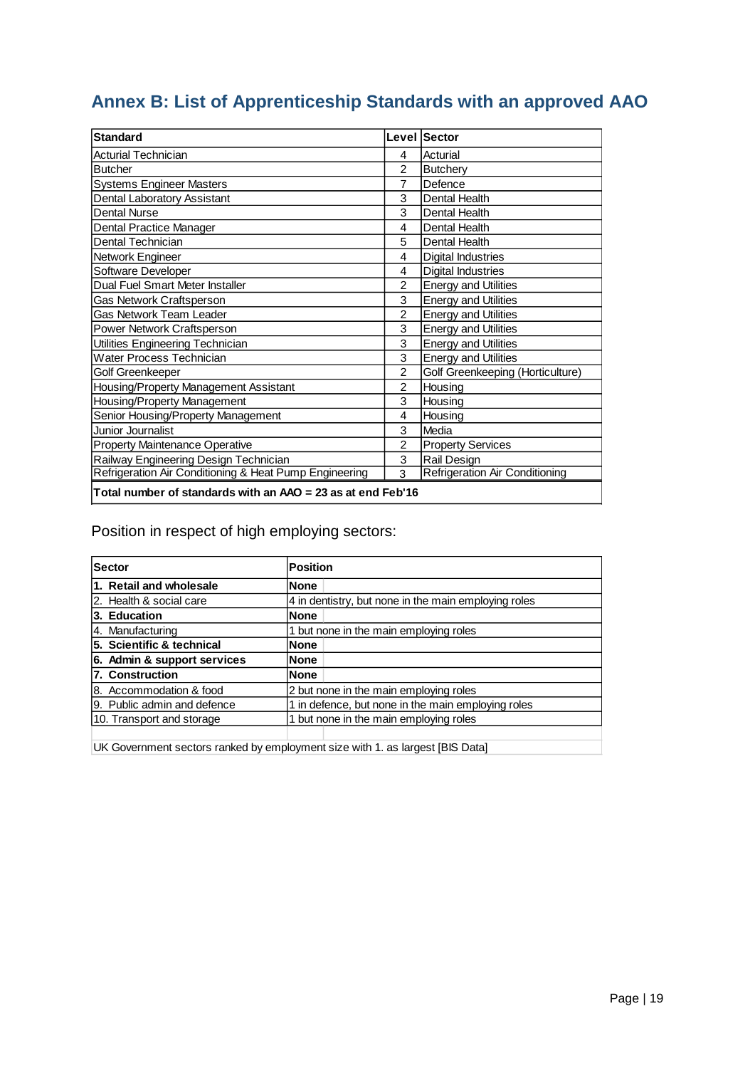## Annex B: List of Apprenticeship Standards with an approved AAO

| Standard | Level | Sector |
|---|---|---|
| Acturial Technician | 4 | Acturial |
| Butcher | 2 | Butchery |
| Systems Engineer Masters | 7 | Defence |
| Dental Laboratory Assistant | 3 | Dental Health |
| Dental Nurse | 3 | Dental Health |
| Dental Practice Manager | 4 | Dental Health |
| Dental Technician | 5 | Dental Health |
| Network Engineer | 4 | Digital Industries |
| Software Developer | 4 | Digital Industries |
| Dual Fuel Smart Meter Installer | 2 | Energy and Utilities |
| Gas Network Craftsperson | 3 | Energy and Utilities |
| Gas Network Team Leader | 2 | Energy and Utilities |
| Power Network Craftsperson | 3 | Energy and Utilities |
| Utilities Engineering Technician | 3 | Energy and Utilities |
| Water Process Technician | 3 | Energy and Utilities |
| Golf Greenkeeper | 2 | Golf Greenkeeping (Horticulture) |
| Housing/Property Management Assistant | 2 | Housing |
| Housing/Property Management | 3 | Housing |
| Senior Housing/Property Management | 4 | Housing |
| Junior Journalist | 3 | Media |
| Property Maintenance Operative | 2 | Property Services |
| Railway Engineering Design Technician | 3 | Rail Design |
| Refrigeration Air Conditioning & Heat Pump Engineering | 3 | Refrigeration Air Conditioning |
| **Total number of standards with an AAO = 23 as at end Feb'16** | | |

Position in respect of high employing sectors:

| Sector | Position |
|---|---|
| **1. Retail and wholesale** | **None** |
| 2. Health & social care | 4 in dentistry, but none in the main employing roles |
| **3. Education** | **None** |
| 4. Manufacturing | 1 but none in the main employing roles |
| **5. Scientific & technical** | **None** |
| **6. Admin & support services** | **None** |
| **7. Construction** | **None** |
| 8. Accommodation & food | 2 but none in the main employing roles |
| 9. Public admin and defence | 1 in defence, but none in the main employing roles |
| 10. Transport and storage | 1 but none in the main employing roles |

UK Government sectors ranked by employment size with 1. as largest [BIS Data]